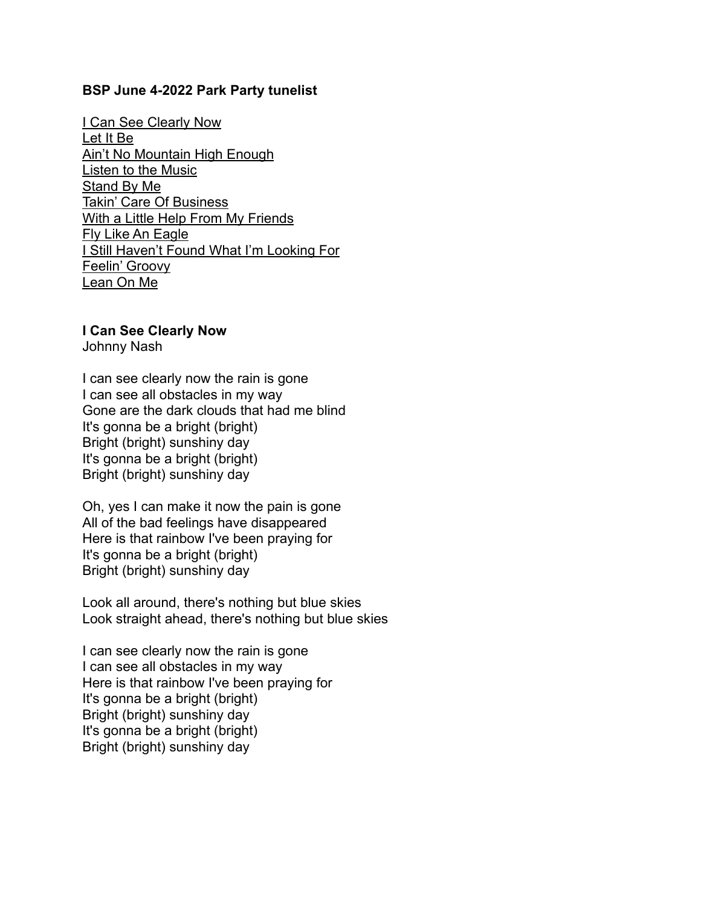**BSP June 4-2022 Park Party tunelist**

I Can See Clearly Now
Let It Be
Ain't No Mountain High Enough
Listen to the Music
Stand By Me
Takin' Care Of Business
With a Little Help From My Friends
Fly Like An Eagle
I Still Haven't Found What I'm Looking For
Feelin' Groovy
Lean On Me

**I Can See Clearly Now**
Johnny Nash

I can see clearly now the rain is gone
I can see all obstacles in my way
Gone are the dark clouds that had me blind
It's gonna be a bright (bright)
Bright (bright) sunshiny day
It's gonna be a bright (bright)
Bright (bright) sunshiny day

Oh, yes I can make it now the pain is gone
All of the bad feelings have disappeared
Here is that rainbow I've been praying for
It's gonna be a bright (bright)
Bright (bright) sunshiny day

Look all around, there's nothing but blue skies
Look straight ahead, there's nothing but blue skies

I can see clearly now the rain is gone
I can see all obstacles in my way
Here is that rainbow I've been praying for
It's gonna be a bright (bright)
Bright (bright) sunshiny day
It's gonna be a bright (bright)
Bright (bright) sunshiny day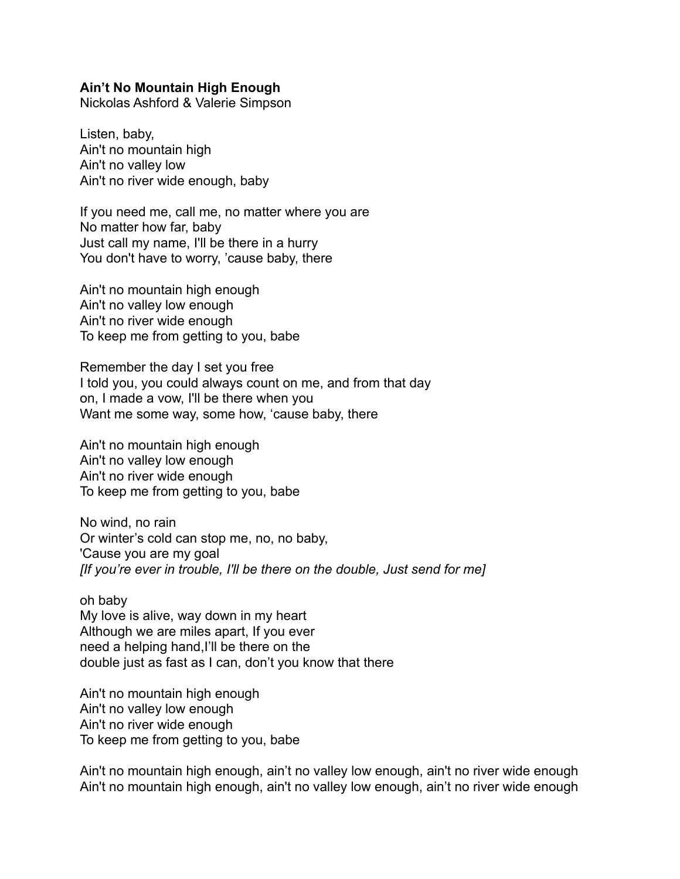**Ain't No Mountain High Enough**
Nickolas Ashford & Valerie Simpson

Listen, baby,
Ain't no mountain high
Ain't no valley low
Ain't no river wide enough, baby

If you need me, call me, no matter where you are
No matter how far, baby
Just call my name, I'll be there in a hurry
You don't have to worry, 'cause baby, there

Ain't no mountain high enough
Ain't no valley low enough
Ain't no river wide enough
To keep me from getting to you, babe

Remember the day I set you free
I told you, you could always count on me, and from that day
on, I made a vow, I'll be there when you
Want me some way, some how, 'cause baby, there

Ain't no mountain high enough
Ain't no valley low enough
Ain't no river wide enough
To keep me from getting to you, babe

No wind, no rain
Or winter's cold can stop me, no, no baby,
'Cause you are my goal
*[If you're ever in trouble, I'll be there on the double, Just send for me]*

oh baby
My love is alive, way down in my heart
Although we are miles apart, If you ever
need a helping hand,I'll be there on the
double just as fast as I can, don't you know that there

Ain't no mountain high enough
Ain't no valley low enough
Ain't no river wide enough
To keep me from getting to you, babe

Ain't no mountain high enough, ain't no valley low enough, ain't no river wide enough
Ain't no mountain high enough, ain't no valley low enough, ain't no river wide enough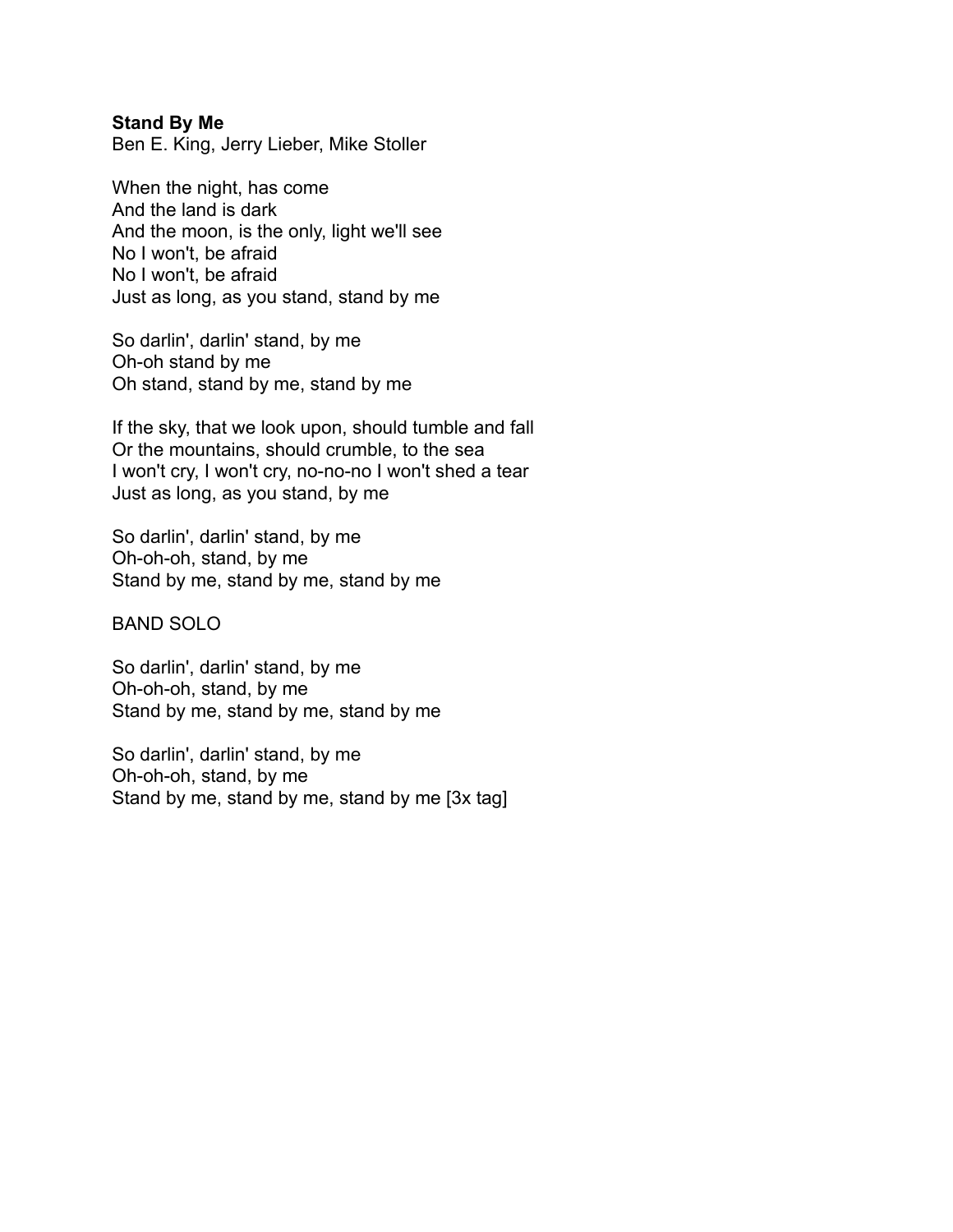**Stand By Me**
Ben E. King, Jerry Lieber, Mike Stoller

When the night, has come
And the land is dark
And the moon, is the only, light we'll see
No I won't, be afraid
No I won't, be afraid
Just as long, as you stand, stand by me

So darlin', darlin' stand, by me
Oh-oh stand by me
Oh stand, stand by me, stand by me

If the sky, that we look upon, should tumble and fall
Or the mountains, should crumble, to the sea
I won't cry, I won't cry, no-no-no I won't shed a tear
Just as long, as you stand, by me

So darlin', darlin' stand, by me
Oh-oh-oh, stand, by me
Stand by me, stand by me, stand by me

BAND SOLO

So darlin', darlin' stand, by me
Oh-oh-oh, stand, by me
Stand by me, stand by me, stand by me

So darlin', darlin' stand, by me
Oh-oh-oh, stand, by me
Stand by me, stand by me, stand by me [3x tag]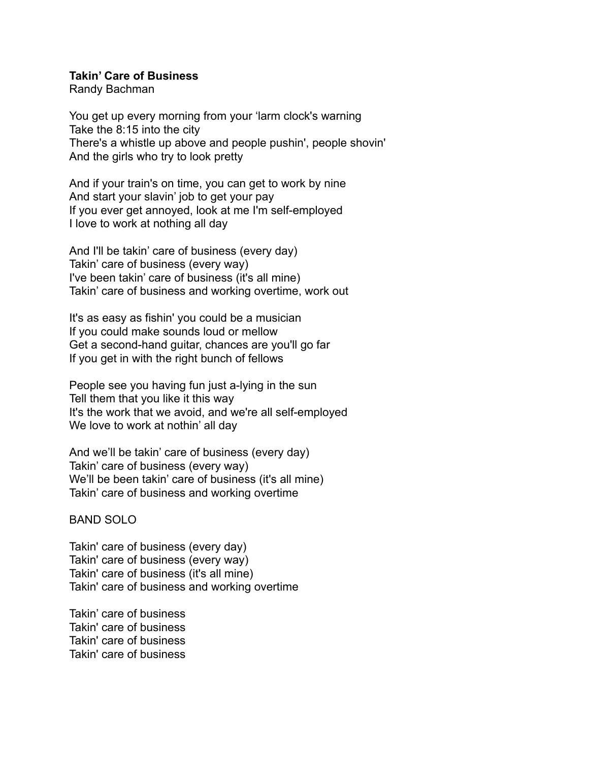**Takin' Care of Business**
Randy Bachman

You get up every morning from your 'larm clock's warning
Take the 8:15 into the city
There's a whistle up above and people pushin', people shovin'
And the girls who try to look pretty

And if your train's on time, you can get to work by nine
And start your slavin' job to get your pay
If you ever get annoyed, look at me I'm self-employed
I love to work at nothing all day

And I'll be takin' care of business (every day)
Takin' care of business (every way)
I've been takin' care of business (it's all mine)
Takin' care of business and working overtime, work out

It's as easy as fishin' you could be a musician
If you could make sounds loud or mellow
Get a second-hand guitar, chances are you'll go far
If you get in with the right bunch of fellows

People see you having fun just a-lying in the sun
Tell them that you like it this way
It's the work that we avoid, and we're all self-employed
We love to work at nothin' all day

And we'll be takin' care of business (every day)
Takin' care of business (every way)
We'll be been takin' care of business (it's all mine)
Takin' care of business and working overtime

BAND SOLO

Takin' care of business (every day)
Takin' care of business (every way)
Takin' care of business (it's all mine)
Takin' care of business and working overtime

Takin' care of business
Takin' care of business
Takin' care of business
Takin' care of business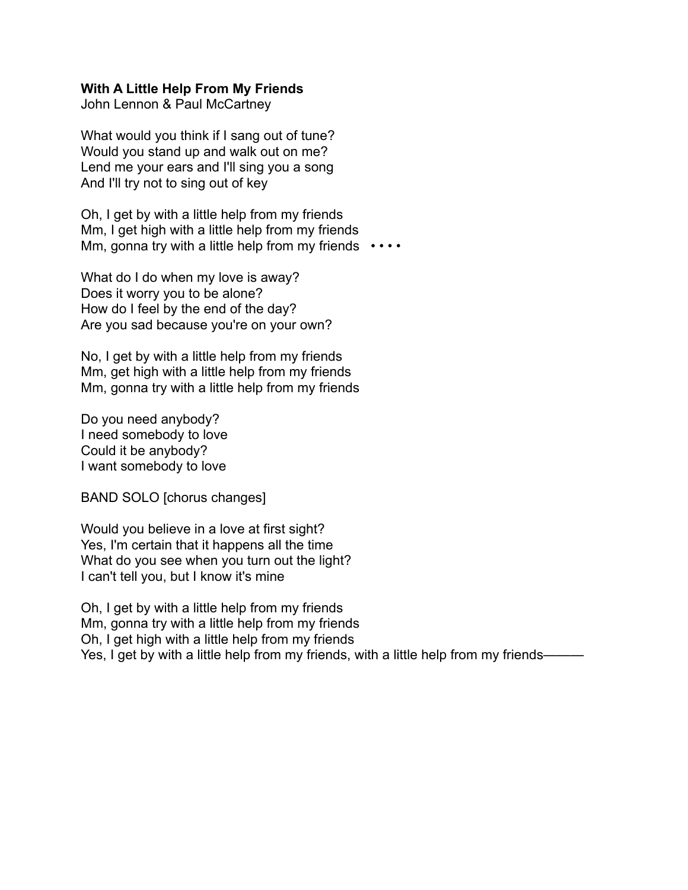**With A Little Help From My Friends**
John Lennon & Paul McCartney

What would you think if I sang out of tune?
Would you stand up and walk out on me?
Lend me your ears and I'll sing you a song
And I'll try not to sing out of key

Oh, I get by with a little help from my friends
Mm, I get high with a little help from my friends
Mm, gonna try with a little help from my friends • • • •

What do I do when my love is away?
Does it worry you to be alone?
How do I feel by the end of the day?
Are you sad because you're on your own?

No, I get by with a little help from my friends
Mm, get high with a little help from my friends
Mm, gonna try with a little help from my friends

Do you need anybody?
I need somebody to love
Could it be anybody?
I want somebody to love

BAND SOLO [chorus changes]

Would you believe in a love at first sight?
Yes, I'm certain that it happens all the time
What do you see when you turn out the light?
I can't tell you, but I know it's mine

Oh, I get by with a little help from my friends
Mm, gonna try with a little help from my friends
Oh, I get high with a little help from my friends
Yes, I get by with a little help from my friends, with a little help from my friends———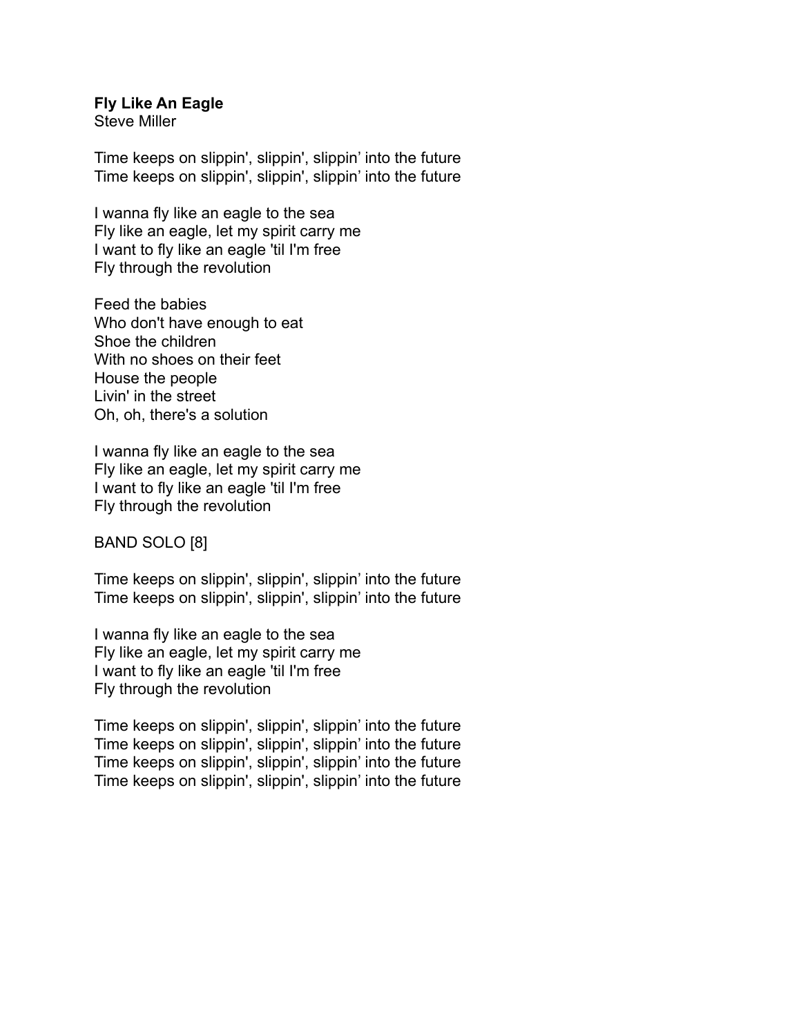**Fly Like An Eagle**
Steve Miller

Time keeps on slippin', slippin', slippin' into the future
Time keeps on slippin', slippin', slippin' into the future

I wanna fly like an eagle to the sea
Fly like an eagle, let my spirit carry me
I want to fly like an eagle 'til I'm free
Fly through the revolution

Feed the babies
Who don't have enough to eat
Shoe the children
With no shoes on their feet
House the people
Livin' in the street
Oh, oh, there's a solution

I wanna fly like an eagle to the sea
Fly like an eagle, let my spirit carry me
I want to fly like an eagle 'til I'm free
Fly through the revolution

BAND SOLO [8]

Time keeps on slippin', slippin', slippin' into the future
Time keeps on slippin', slippin', slippin' into the future

I wanna fly like an eagle to the sea
Fly like an eagle, let my spirit carry me
I want to fly like an eagle 'til I'm free
Fly through the revolution

Time keeps on slippin', slippin', slippin' into the future
Time keeps on slippin', slippin', slippin' into the future
Time keeps on slippin', slippin', slippin' into the future
Time keeps on slippin', slippin', slippin' into the future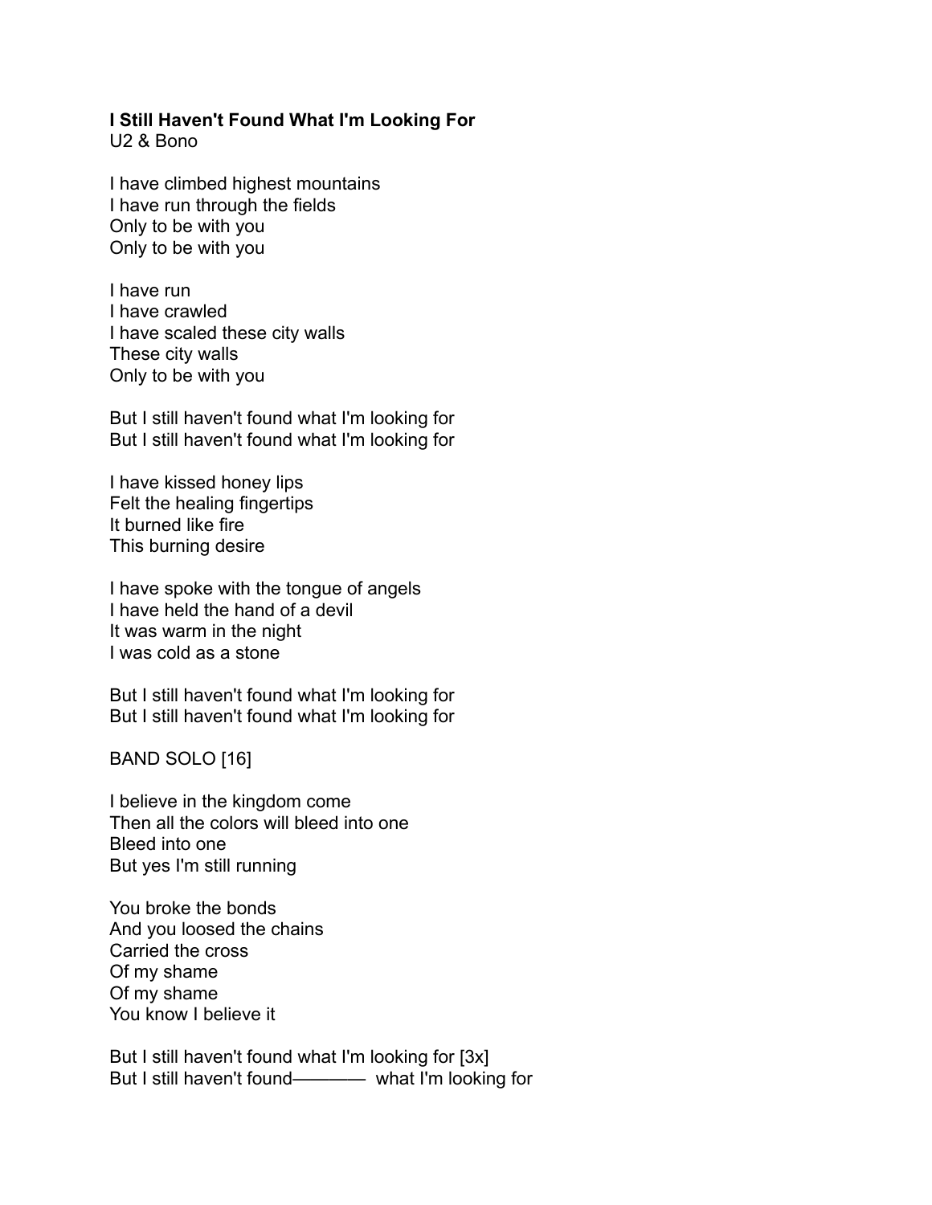**I Still Haven't Found What I'm Looking For**
U2 & Bono

I have climbed highest mountains
I have run through the fields
Only to be with you
Only to be with you

I have run
I have crawled
I have scaled these city walls
These city walls
Only to be with you

But I still haven't found what I'm looking for
But I still haven't found what I'm looking for

I have kissed honey lips
Felt the healing fingertips
It burned like fire
This burning desire

I have spoke with the tongue of angels
I have held the hand of a devil
It was warm in the night
I was cold as a stone

But I still haven't found what I'm looking for
But I still haven't found what I'm looking for

BAND SOLO [16]

I believe in the kingdom come
Then all the colors will bleed into one
Bleed into one
But yes I'm still running

You broke the bonds
And you loosed the chains
Carried the cross
Of my shame
Of my shame
You know I believe it

But I still haven't found what I'm looking for [3x]
But I still haven't found———— what I'm looking for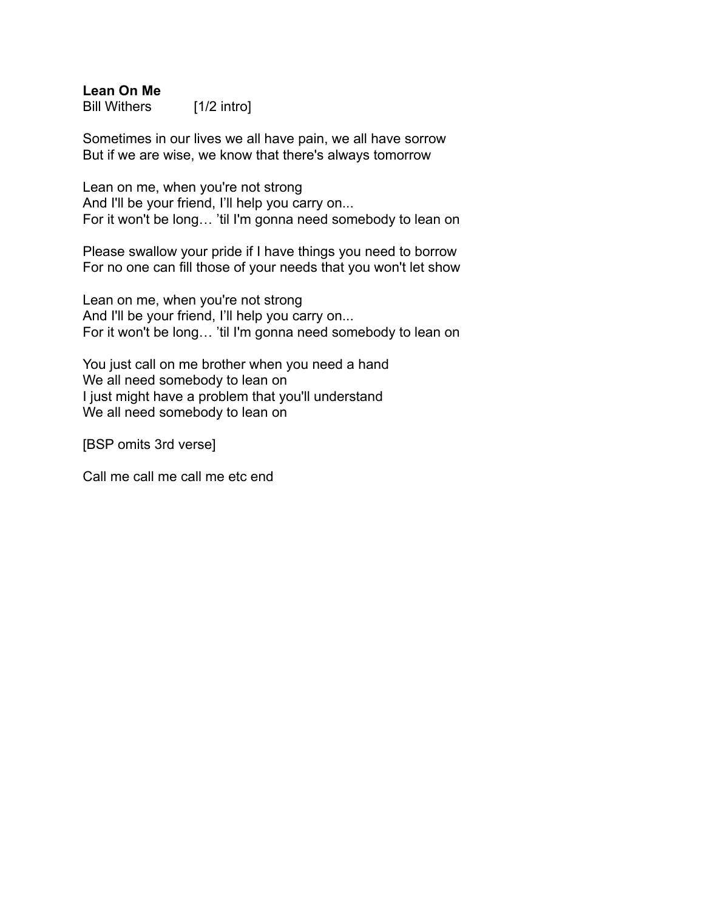**Lean On Me**
Bill Withers [1/2 intro]

Sometimes in our lives we all have pain, we all have sorrow
But if we are wise, we know that there's always tomorrow

Lean on me, when you're not strong
And I'll be your friend, I'll help you carry on...
For it won't be long… 'til I'm gonna need somebody to lean on

Please swallow your pride if I have things you need to borrow
For no one can fill those of your needs that you won't let show

Lean on me, when you're not strong
And I'll be your friend, I'll help you carry on...
For it won't be long… 'til I'm gonna need somebody to lean on

You just call on me brother when you need a hand
We all need somebody to lean on
I just might have a problem that you'll understand
We all need somebody to lean on

[BSP omits 3rd verse]

Call me call me call me etc end